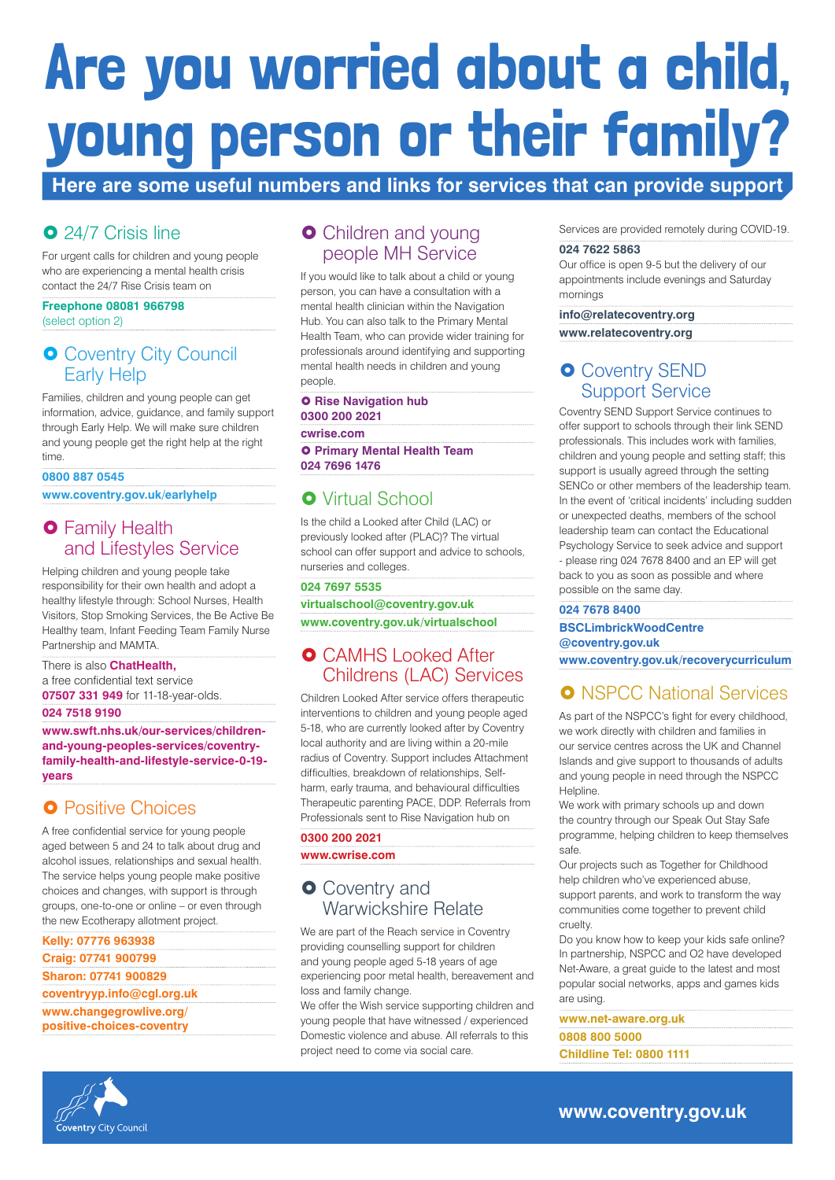# Are you worried about a child, young person or their family?

**Here are some useful numbers and links for services that can provide support**

## 24/7 Crisis line

For urgent calls for children and young people who are experiencing a mental health crisis contact the 24/7 Rise Crisis team on

**Freephone 08081 966798**
(select option 2)

## Coventry City Council Early Help

Families, children and young people can get information, advice, guidance, and family support through Early Help. We will make sure children and young people get the right help at the right time.

**0800 887 0545**

**www.coventry.gov.uk/earlyhelp**

## Family Health and Lifestyles Service

Helping children and young people take responsibility for their own health and adopt a healthy lifestyle through: School Nurses, Health Visitors, Stop Smoking Services, the Be Active Be Healthy team, Infant Feeding Team Family Nurse Partnership and MAMTA.

There is also **ChatHealth,** a free confidential text service **07507 331 949** for 11-18-year-olds.

**024 7518 9190**

**www.swft.nhs.uk/our-services/children-and-young-peoples-services/coventry-family-health-and-lifestyle-service-0-19-years**

## Positive Choices

A free confidential service for young people aged between 5 and 24 to talk about drug and alcohol issues, relationships and sexual health. The service helps young people make positive choices and changes, with support is through groups, one-to-one or online – or even through the new Ecotherapy allotment project.

**Kelly: 07776 963938**

**Craig: 07741 900799**

**Sharon: 07741 900829**

**coventryyp.info@cgl.org.uk**

**www.changegrowlive.org/positive-choices-coventry**

## Children and young people MH Service

If you would like to talk about a child or young person, you can have a consultation with a mental health clinician within the Navigation Hub. You can also talk to the Primary Mental Health Team, who can provide wider training for professionals around identifying and supporting mental health needs in children and young people.

**Rise Navigation hub**
**0300 200 2021**

**cwrise.com**

**Primary Mental Health Team**
**024 7696 1476**

## Virtual School

Is the child a Looked after Child (LAC) or previously looked after (PLAC)? The virtual school can offer support and advice to schools, nurseries and colleges.

**024 7697 5535**

**virtualschool@coventry.gov.uk**

**www.coventry.gov.uk/virtualschool**

## CAMHS Looked After Childrens (LAC) Services

Children Looked After service offers therapeutic interventions to children and young people aged 5-18, who are currently looked after by Coventry local authority and are living within a 20-mile radius of Coventry. Support includes Attachment difficulties, breakdown of relationships, Self-harm, early trauma, and behavioural difficulties Therapeutic parenting PACE, DDP. Referrals from Professionals sent to Rise Navigation hub on

**0300 200 2021**

**www.cwrise.com**

## Coventry and Warwickshire Relate

We are part of the Reach service in Coventry providing counselling support for children and young people aged 5-18 years of age experiencing poor metal health, bereavement and loss and family change.

We offer the Wish service supporting children and young people that have witnessed / experienced Domestic violence and abuse. All referrals to this project need to come via social care.

Services are provided remotely during COVID-19.

**024 7622 5863**

Our office is open 9-5 but the delivery of our appointments include evenings and Saturday mornings

**info@relatecoventry.org**

**www.relatecoventry.org**

## Coventry SEND Support Service

Coventry SEND Support Service continues to offer support to schools through their link SEND professionals. This includes work with families, children and young people and setting staff; this support is usually agreed through the setting SENCo or other members of the leadership team. In the event of 'critical incidents' including sudden or unexpected deaths, members of the school leadership team can contact the Educational Psychology Service to seek advice and support - please ring 024 7678 8400 and an EP will get back to you as soon as possible and where possible on the same day.

**024 7678 8400**

**BSCLimbrickWoodCentre@coventry.gov.uk**

**www.coventry.gov.uk/recoverycurriculum**

## NSPCC National Services

As part of the NSPCC's fight for every childhood, we work directly with children and families in our service centres across the UK and Channel Islands and give support to thousands of adults and young people in need through the NSPCC Helpline.

We work with primary schools up and down the country through our Speak Out Stay Safe programme, helping children to keep themselves safe.

Our projects such as Together for Childhood help children who've experienced abuse, support parents, and work to transform the way communities come together to prevent child cruelty.

Do you know how to keep your kids safe online? In partnership, NSPCC and O2 have developed Net-Aware, a great guide to the latest and most popular social networks, apps and games kids are using.

**www.net-aware.org.uk**

**0808 800 5000**

**Childline Tel: 0800 1111**

Coventry City Council

**www.coventry.gov.uk**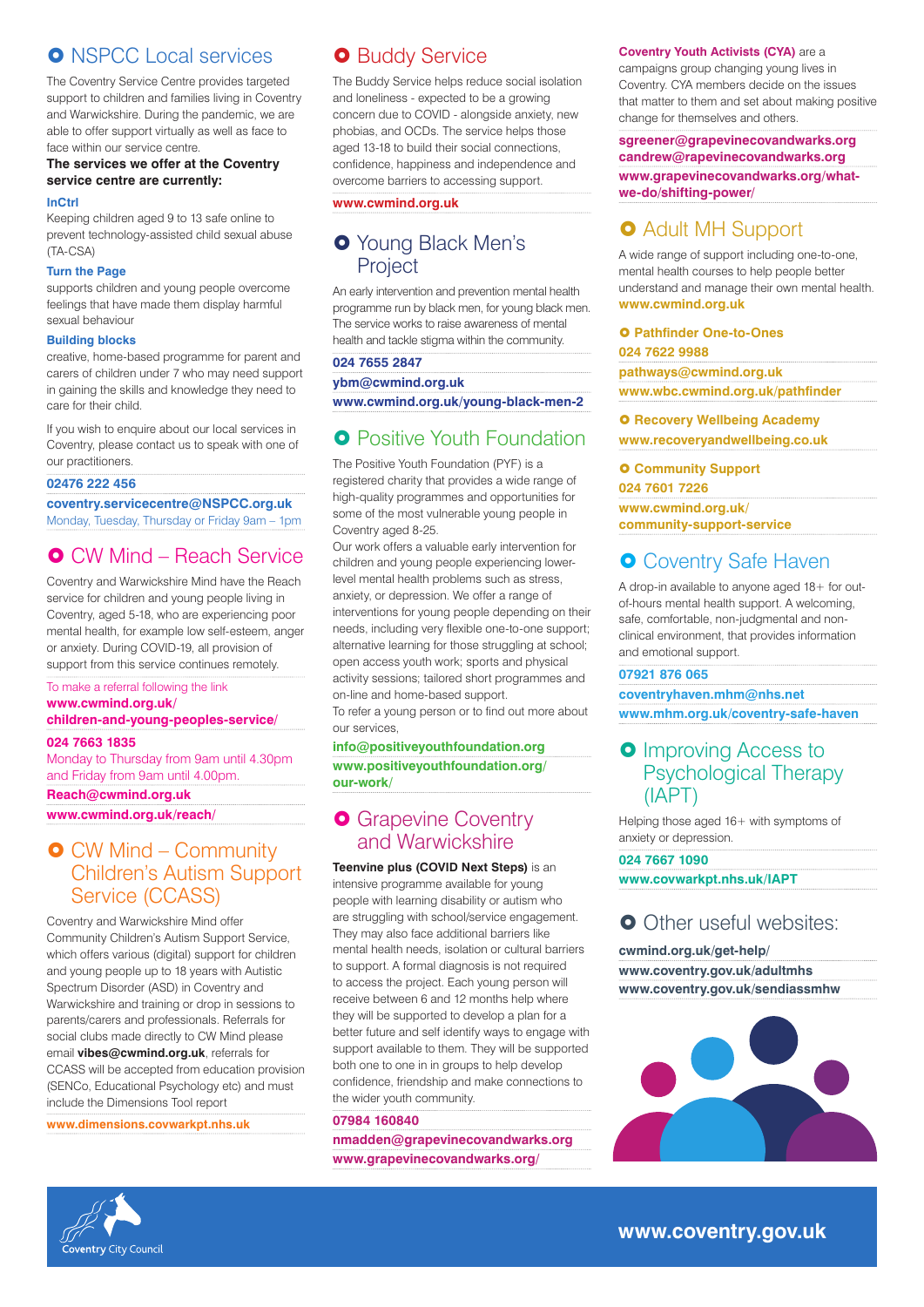## NSPCC Local services

The Coventry Service Centre provides targeted support to children and families living in Coventry and Warwickshire. During the pandemic, we are able to offer support virtually as well as face to face within our service centre.

**The services we offer at the Coventry service centre are currently:**

**InCtrl**

Keeping children aged 9 to 13 safe online to prevent technology-assisted child sexual abuse (TA-CSA)

**Turn the Page**

supports children and young people overcome feelings that have made them display harmful sexual behaviour

**Building blocks**

creative, home-based programme for parent and carers of children under 7 who may need support in gaining the skills and knowledge they need to care for their child.

If you wish to enquire about our local services in Coventry, please contact us to speak with one of our practitioners.

**02476 222 456**

**coventry.servicecentre@NSPCC.org.uk**

Monday, Tuesday, Thursday or Friday 9am – 1pm

## CW Mind – Reach Service

Coventry and Warwickshire Mind have the Reach service for children and young people living in Coventry, aged 5-18, who are experiencing poor mental health, for example low self-esteem, anger or anxiety. During COVID-19, all provision of support from this service continues remotely.

To make a referral following the link

**www.cwmind.org.uk/children-and-young-peoples-service/**

**024 7663 1835**

Monday to Thursday from 9am until 4.30pm and Friday from 9am until 4.00pm.

**Reach@cwmind.org.uk**

**www.cwmind.org.uk/reach/**

## CW Mind – Community Children's Autism Support Service (CCASS)

Coventry and Warwickshire Mind offer Community Children's Autism Support Service, which offers various (digital) support for children and young people up to 18 years with Autistic Spectrum Disorder (ASD) in Coventry and Warwickshire and training or drop in sessions to parents/carers and professionals. Referrals for social clubs made directly to CW Mind please email **vibes@cwmind.org.uk**, referrals for CCASS will be accepted from education provision (SENCo, Educational Psychology etc) and must include the Dimensions Tool report

**www.dimensions.covwarkpt.nhs.uk**

## Buddy Service

The Buddy Service helps reduce social isolation and loneliness - expected to be a growing concern due to COVID - alongside anxiety, new phobias, and OCDs. The service helps those aged 13-18 to build their social connections, confidence, happiness and independence and overcome barriers to accessing support.

**www.cwmind.org.uk**

## Young Black Men's Project

An early intervention and prevention mental health programme run by black men, for young black men. The service works to raise awareness of mental health and tackle stigma within the community.

**024 7655 2847**

**ybm@cwmind.org.uk**

**www.cwmind.org.uk/young-black-men-2**

## Positive Youth Foundation

The Positive Youth Foundation (PYF) is a registered charity that provides a wide range of high-quality programmes and opportunities for some of the most vulnerable young people in Coventry aged 8-25.

Our work offers a valuable early intervention for children and young people experiencing lower-level mental health problems such as stress, anxiety, or depression. We offer a range of interventions for young people depending on their needs, including very flexible one-to-one support; alternative learning for those struggling at school; open access youth work; sports and physical activity sessions; tailored short programmes and on-line and home-based support.

To refer a young person or to find out more about our services,

**info@positiveyouthfoundation.org**

**www.positiveyouthfoundation.org/our-work/**

## Grapevine Coventry and Warwickshire

**Teenvine plus (COVID Next Steps)** is an intensive programme available for young people with learning disability or autism who are struggling with school/service engagement. They may also face additional barriers like mental health needs, isolation or cultural barriers to support. A formal diagnosis is not required to access the project. Each young person will receive between 6 and 12 months help where they will be supported to develop a plan for a better future and self identify ways to engage with support available to them. They will be supported both one to one in in groups to help develop confidence, friendship and make connections to the wider youth community.

**07984 160840**

**nmadden@grapevinecovandwarks.org**

**www.grapevinecovandwarks.org/**

**Coventry Youth Activists (CYA)** are a campaigns group changing young lives in Coventry. CYA members decide on the issues that matter to them and set about making positive change for themselves and others.

**sgreener@grapevinecovandwarks.org**

**candrew@rapevinecovandwarks.org**

**www.grapevinecovandwarks.org/what-we-do/shifting-power/**

## Adult MH Support

A wide range of support including one-to-one, mental health courses to help people better understand and manage their own mental health.

**www.cwmind.org.uk**

### Pathfinder One-to-Ones

**024 7622 9988**

**pathways@cwmind.org.uk**

**www.wbc.cwmind.org.uk/pathfinder**

### Recovery Wellbeing Academy

**www.recoveryandwellbeing.co.uk**

### Community Support

**024 7601 7226**

**www.cwmind.org.uk/community-support-service**

## Coventry Safe Haven

A drop-in available to anyone aged 18+ for out-of-hours mental health support. A welcoming, safe, comfortable, non-judgmental and non-clinical environment, that provides information and emotional support.

**07921 876 065**

**coventryhaven.mhm@nhs.net**

**www.mhm.org.uk/coventry-safe-haven**

## Improving Access to Psychological Therapy (IAPT)

Helping those aged 16+ with symptoms of anxiety or depression.

**024 7667 1090**

**www.covwarkpt.nhs.uk/IAPT**

## Other useful websites:

**cwmind.org.uk/get-help/**

**www.coventry.gov.uk/adultmhs**

**www.coventry.gov.uk/sendiassmhw**

Coventry City Council

**www.coventry.gov.uk**